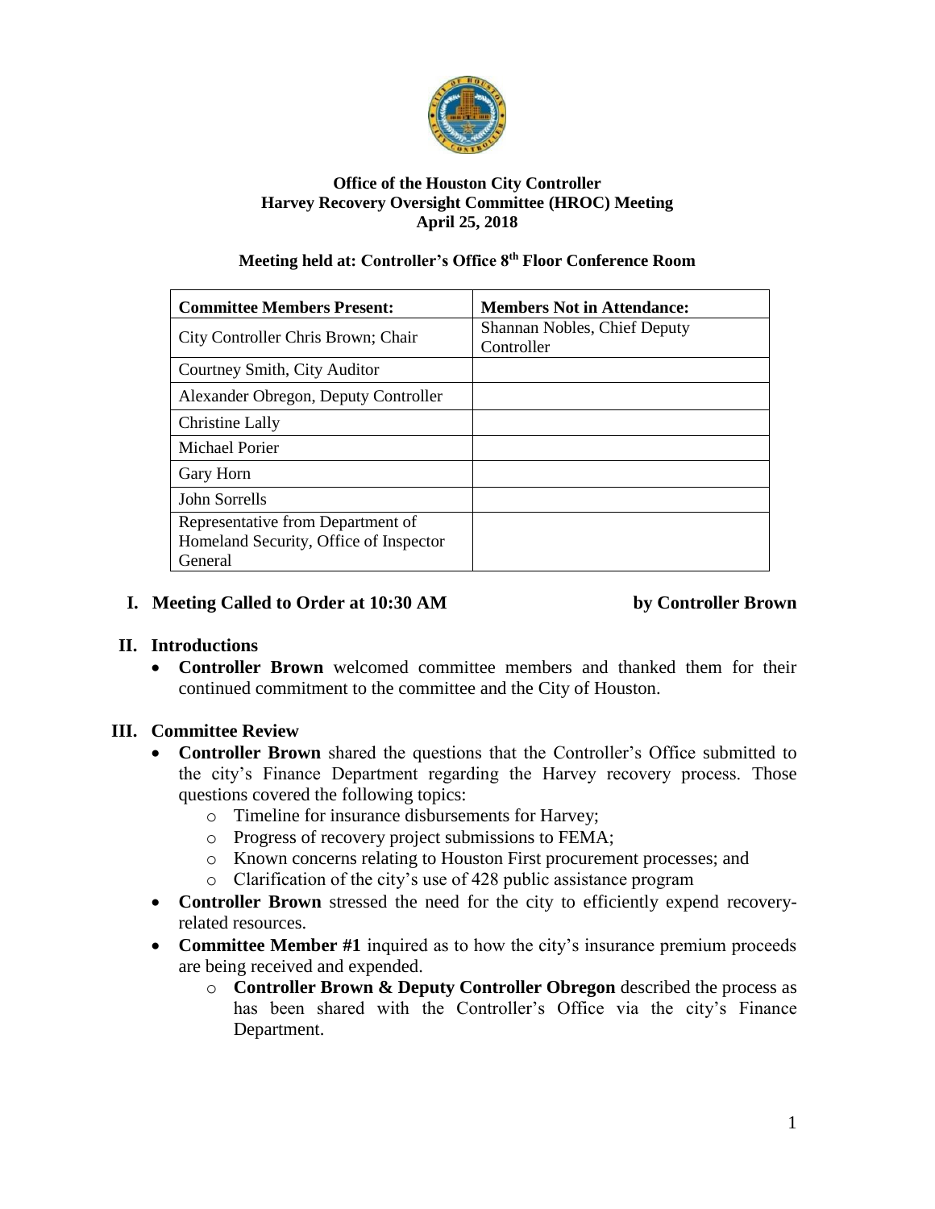**Office of the Houston City Controller**
**Harvey Recovery Oversight Committee (HROC) Meeting**
**April 25, 2018**

**Meeting held at: Controller's Office 8th Floor Conference Room**

| **Committee Members Present:** | **Members Not in Attendance:** |
|---|---|
| City Controller Chris Brown; Chair | Shannan Nobles, Chief Deputy Controller |
| Courtney Smith, City Auditor | |
| Alexander Obregon, Deputy Controller | |
| Christine Lally | |
| Michael Porier | |
| Gary Horn | |
| John Sorrells | |
| Representative from Department of Homeland Security, Office of Inspector General | |

## I. Meeting Called to Order at 10:30 AM by Controller Brown

## II. Introductions

- **Controller Brown** welcomed committee members and thanked them for their continued commitment to the committee and the City of Houston.

## III. Committee Review

- **Controller Brown** shared the questions that the Controller's Office submitted to the city's Finance Department regarding the Harvey recovery process. Those questions covered the following topics:
  - Timeline for insurance disbursements for Harvey;
  - Progress of recovery project submissions to FEMA;
  - Known concerns relating to Houston First procurement processes; and
  - Clarification of the city's use of 428 public assistance program
- **Controller Brown** stressed the need for the city to efficiently expend recovery-related resources.
- **Committee Member #1** inquired as to how the city's insurance premium proceeds are being received and expended.
  - **Controller Brown & Deputy Controller Obregon** described the process as has been shared with the Controller's Office via the city's Finance Department.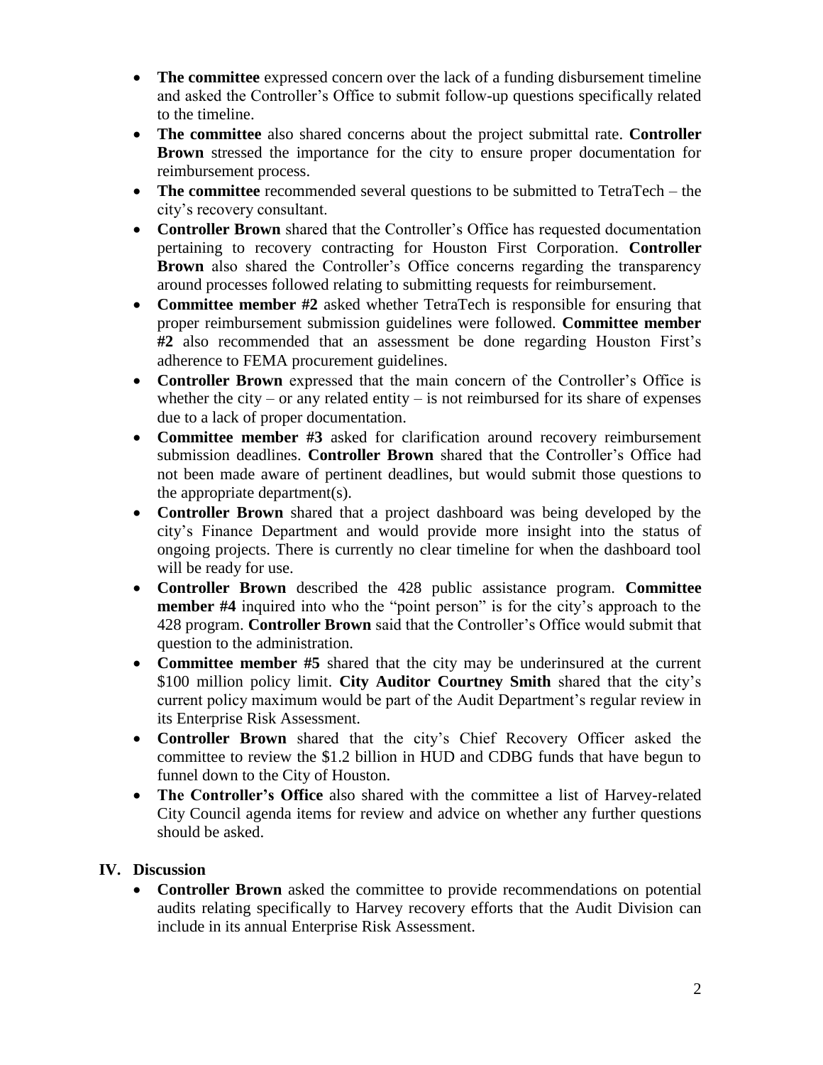- **The committee** expressed concern over the lack of a funding disbursement timeline and asked the Controller's Office to submit follow-up questions specifically related to the timeline.
- **The committee** also shared concerns about the project submittal rate. **Controller Brown** stressed the importance for the city to ensure proper documentation for reimbursement process.
- **The committee** recommended several questions to be submitted to TetraTech – the city's recovery consultant.
- **Controller Brown** shared that the Controller's Office has requested documentation pertaining to recovery contracting for Houston First Corporation. **Controller Brown** also shared the Controller's Office concerns regarding the transparency around processes followed relating to submitting requests for reimbursement.
- **Committee member #2** asked whether TetraTech is responsible for ensuring that proper reimbursement submission guidelines were followed. **Committee member #2** also recommended that an assessment be done regarding Houston First's adherence to FEMA procurement guidelines.
- **Controller Brown** expressed that the main concern of the Controller's Office is whether the city – or any related entity – is not reimbursed for its share of expenses due to a lack of proper documentation.
- **Committee member #3** asked for clarification around recovery reimbursement submission deadlines. **Controller Brown** shared that the Controller's Office had not been made aware of pertinent deadlines, but would submit those questions to the appropriate department(s).
- **Controller Brown** shared that a project dashboard was being developed by the city's Finance Department and would provide more insight into the status of ongoing projects. There is currently no clear timeline for when the dashboard tool will be ready for use.
- **Controller Brown** described the 428 public assistance program. **Committee member #4** inquired into who the "point person" is for the city's approach to the 428 program. **Controller Brown** said that the Controller's Office would submit that question to the administration.
- **Committee member #5** shared that the city may be underinsured at the current \$100 million policy limit. **City Auditor Courtney Smith** shared that the city's current policy maximum would be part of the Audit Department's regular review in its Enterprise Risk Assessment.
- **Controller Brown** shared that the city's Chief Recovery Officer asked the committee to review the \$1.2 billion in HUD and CDBG funds that have begun to funnel down to the City of Houston.
- **The Controller's Office** also shared with the committee a list of Harvey-related City Council agenda items for review and advice on whether any further questions should be asked.

## IV. Discussion

- **Controller Brown** asked the committee to provide recommendations on potential audits relating specifically to Harvey recovery efforts that the Audit Division can include in its annual Enterprise Risk Assessment.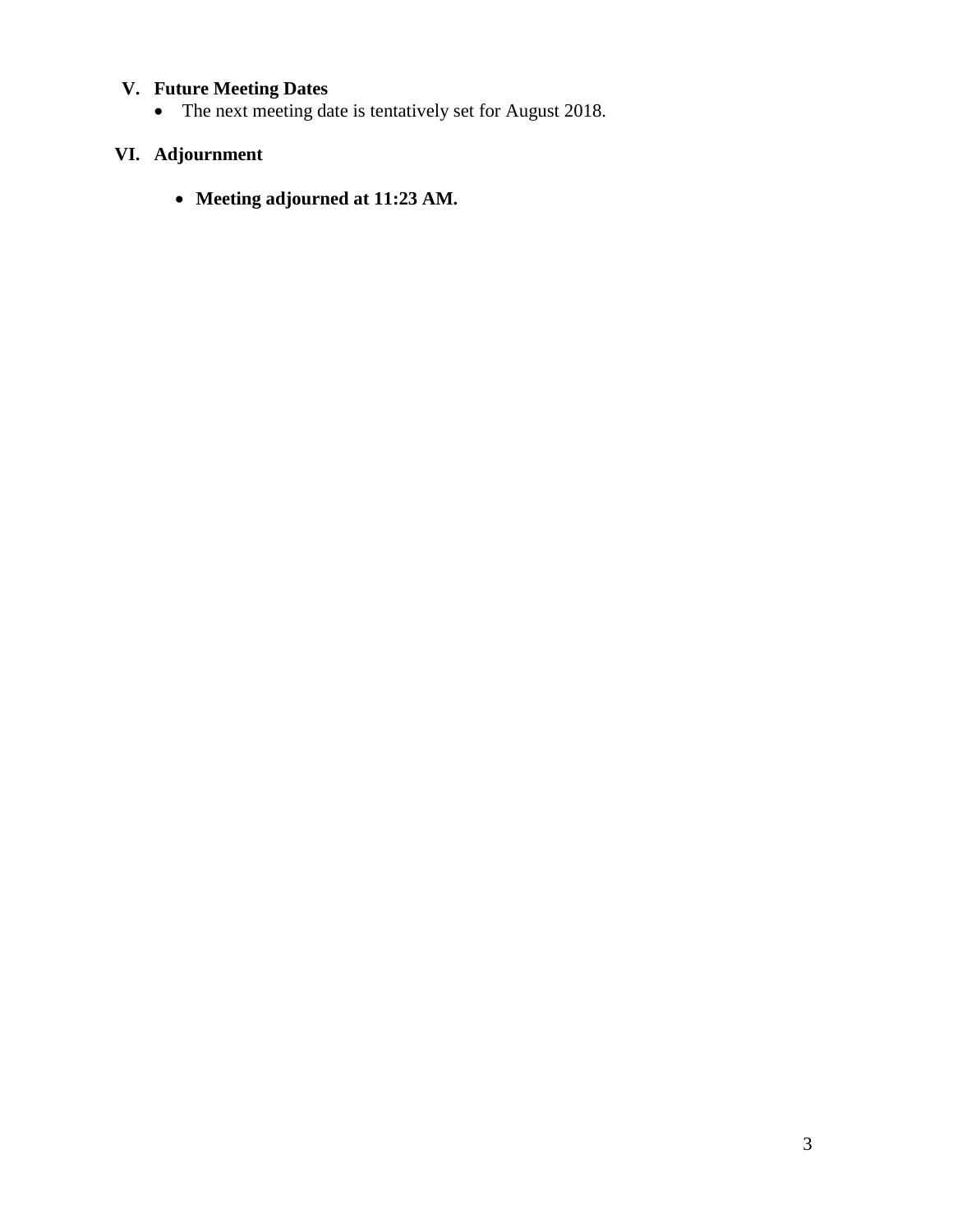## V. Future Meeting Dates

- The next meeting date is tentatively set for August 2018.

## VI. Adjournment

- **Meeting adjourned at 11:23 AM.**